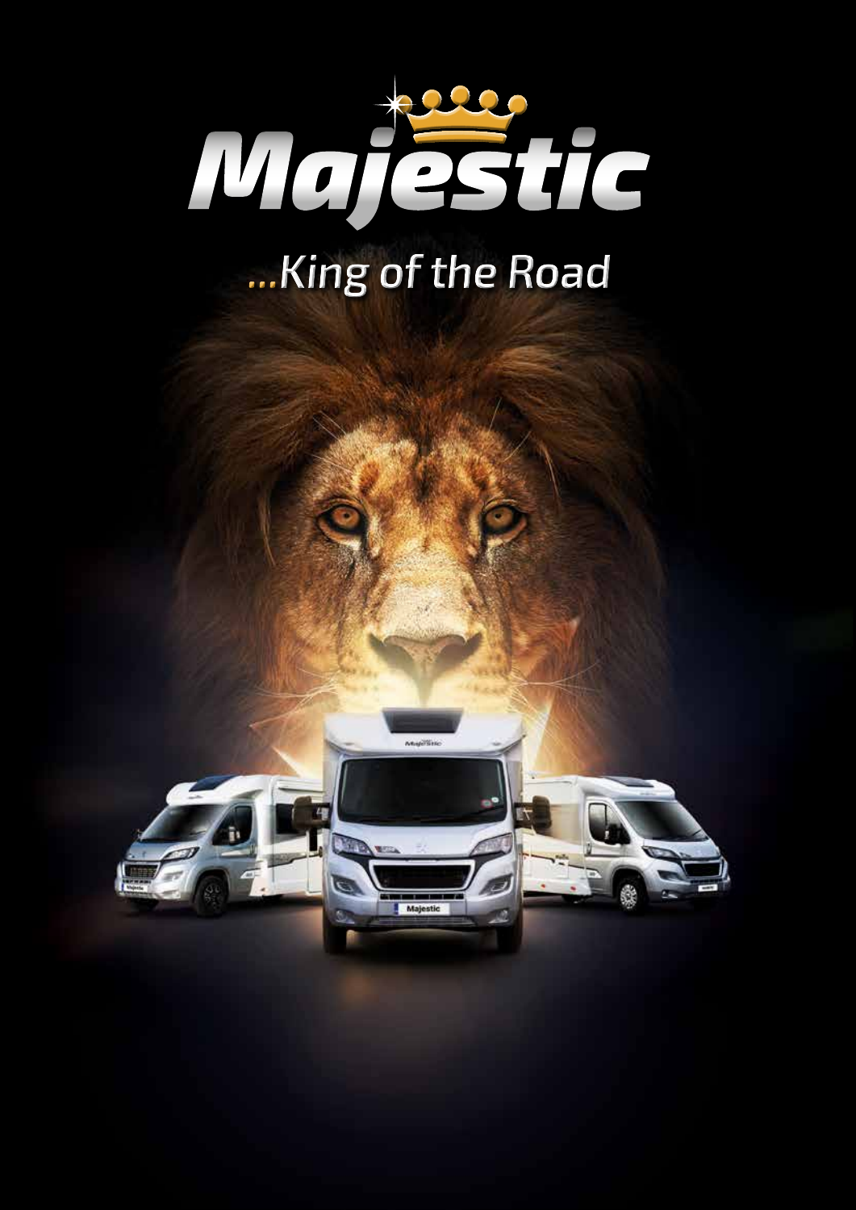# Majestic

*...King of the Road*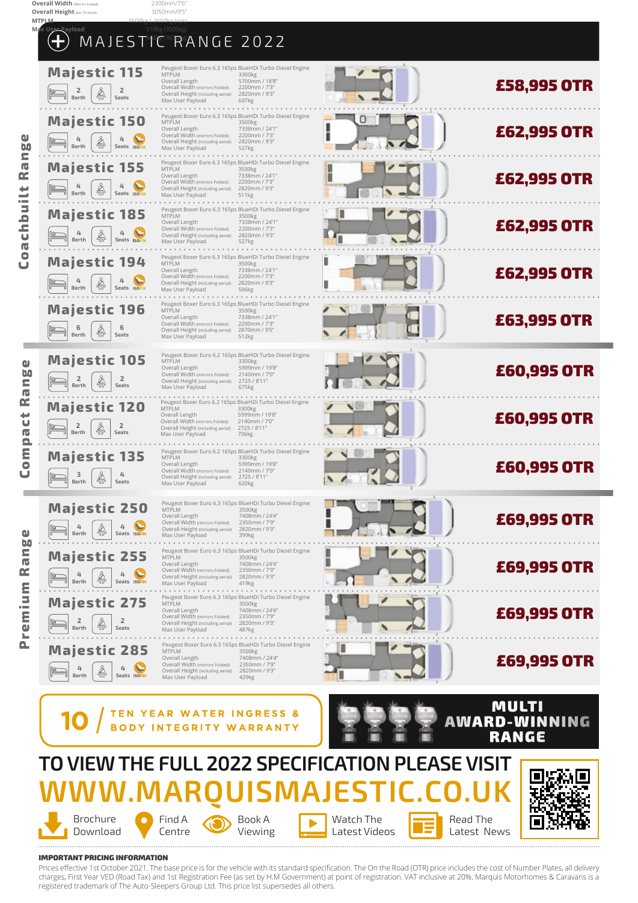Overall Width (Mirrors Folded) 2300mm/7'6"
Overall Height (Exc TV Aerial) 3050mm/9'5"
MTPLM 3500kg | 3650kg (opt)
Max User Payload 518kg (3500kg)

# MAJESTIC RANGE 2022

## Coachbuilt Range

| Model | Berth | Seats | Specification | Price |
|---|---|---|---|---|
| Majestic 115 | 2 | 2 | Peugeot Boxer Euro 6.3 165ps BlueHDi Turbo Diesel Engine; MTPLM 3300kg; Overall Length 5700mm / 18'8"; Overall Width (mirrors Folded) 2200mm / 7'3"; Overall Height (including aerial) 2820mm / 9'3"; Max User Payload 697kg | £58,995 OTR |
| Majestic 150 | 4 | 4 (ISOFIX) | Peugeot Boxer Euro 6.3 165ps BlueHDi Turbo Diesel Engine; MTPLM 3500kg; Overall Length 7338mm / 24'1"; Overall Width (mirrors Folded) 2200mm / 7'3"; Overall Height (including aerial) 2820mm / 9'3"; Max User Payload 527kg | £62,995 OTR |
| Majestic 155 | 4 | 4 (ISOFIX) | Peugeot Boxer Euro 6.3 165ps BlueHDi Turbo Diesel Engine; MTPLM 3500kg; Overall Length 7338mm / 24'1"; Overall Width (mirrors Folded) 2200mm / 7'3"; Overall Height (including aerial) 2820mm / 9'3"; Max User Payload 511kg | £62,995 OTR |
| Majestic 185 | 4 | 4 (ISOFIX) | Peugeot Boxer Euro 6.3 165ps BlueHDi Turbo Diesel Engine; MTPLM 3500kg; Overall Length 7338mm / 24'1"; Overall Width (mirrors Folded) 2200mm / 7'3"; Overall Height (including aerial) 2820mm / 9'3"; Max User Payload 527kg | £62,995 OTR |
| Majestic 194 | 4 | 4 (ISOFIX) | Peugeot Boxer Euro 6.3 165ps BlueHDi Turbo Diesel Engine; MTPLM 3500kg; Overall Length 7338mm / 24'1"; Overall Width (mirrors Folded) 2200mm / 7'3"; Overall Height (including aerial) 2820mm / 9'3"; Max User Payload 506kg | £62,995 OTR |
| Majestic 196 | 6 | 6 | Peugeot Boxer Euro 6.3 165ps BlueHDi Turbo Diesel Engine; MTPLM 3500kg; Overall Length 7338mm / 24'1"; Overall Width (mirrors Folded) 2200mm / 7'3"; Overall Height (including aerial) 2870mm / 9'5"; Max User Payload 512kg | £63,995 OTR |

## Compact Range

| Model | Berth | Seats | Specification | Price |
|---|---|---|---|---|
| Majestic 105 | 2 | 2 | Peugeot Boxer Euro 6.2 165ps BlueHDi Turbo Diesel Engine; MTPLM 3300kg; Overall Length 5999mm / 19'8"; Overall Width (mirrors Folded) 2140mm / 7'0"; Overall Height (including aerial) 2725 / 8'11"; Max User Payload 675kg | £60,995 OTR |
| Majestic 120 | 2 | 2 | Peugeot Boxer Euro 6.2 165ps BlueHDi Turbo Diesel Engine; MTPLM 3300kg; Overall Length 5999mm / 19'8"; Overall Width (mirrors Folded) 2140mm / 7'0"; Overall Height (including aerial) 2725 / 8'11"; Max User Payload 706kg | £60,995 OTR |
| Majestic 135 | 3 | 4 | Peugeot Boxer Euro 6.2 165ps BlueHDi Turbo Diesel Engine; MTPLM 3300kg; Overall Length 5999mm / 19'8"; Overall Width (mirrors Folded) 2140mm / 7'0"; Overall Height (including aerial) 2725 / 8'11"; Max User Payload 620kg | £60,995 OTR |

## Premium Range

| Model | Berth | Seats | Specification | Price |
|---|---|---|---|---|
| Majestic 250 | 4 | 4 (ISOFIX) | Peugeot Boxer Euro 6.3 165ps BlueHDi Turbo Diesel Engine; MTPLM 3500kg; Overall Length 7408mm / 24'4"; Overall Width (mirrors Folded) 2350mm / 7'9"; Overall Height (including aerial) 2820mm / 9'3"; Max User Payload 399kg | £69,995 OTR |
| Majestic 255 | 4 | 4 (ISOFIX) | Peugeot Boxer Euro 6.3 165ps BlueHDi Turbo Diesel Engine; MTPLM 3500kg; Overall Length 7408mm / 24'4"; Overall Width (mirrors Folded) 2350mm / 7'9"; Overall Height (including aerial) 2820mm / 9'3"; Max User Payload 419kg | £69,995 OTR |
| Majestic 275 | 2 | 2 | Peugeot Boxer Euro 6.3 165ps BlueHDi Turbo Diesel Engine; MTPLM 3500kg; Overall Length 7408mm / 24'4"; Overall Width (mirrors Folded) 2350mm / 7'9"; Overall Height (including aerial) 2820mm / 9'3"; Max User Payload 487kg | £69,995 OTR |
| Majestic 285 | 4 | 4 (ISOFIX) | Peugeot Boxer Euro 6.3 165ps BlueHDi Turbo Diesel Engine; MTPLM 3500kg; Overall Length 7408mm / 24'4"; Overall Width (mirrors Folded) 2350mm / 7'9"; Overall Height (including aerial) 2820mm / 9'3"; Max User Payload 429kg | £69,995 OTR |

10 / TEN YEAR WATER INGRESS & BODY INTEGRITY WARRANTY

MULTI AWARD-WINNING RANGE

## TO VIEW THE FULL 2022 SPECIFICATION PLEASE VISIT WWW.MARQUISMAJESTIC.CO.UK

Brochure Download | Find A Centre | Book A Viewing | Watch The Latest Videos | Read The Latest News

**IMPORTANT PRICING INFORMATION**

Prices effective 1st October 2021. The base price is for the vehicle with its standard specification. The On the Road (OTR) price includes the cost of Number Plates, all delivery charges, First Year VED (Road Tax) and 1st Registration Fee (as set by H.M Government) at point of registration. VAT inclusive at 20%. Marquis Motorhomes & Caravans is a registered trademark of The Auto-Sleepers Group Ltd. This price list supersedes all others.